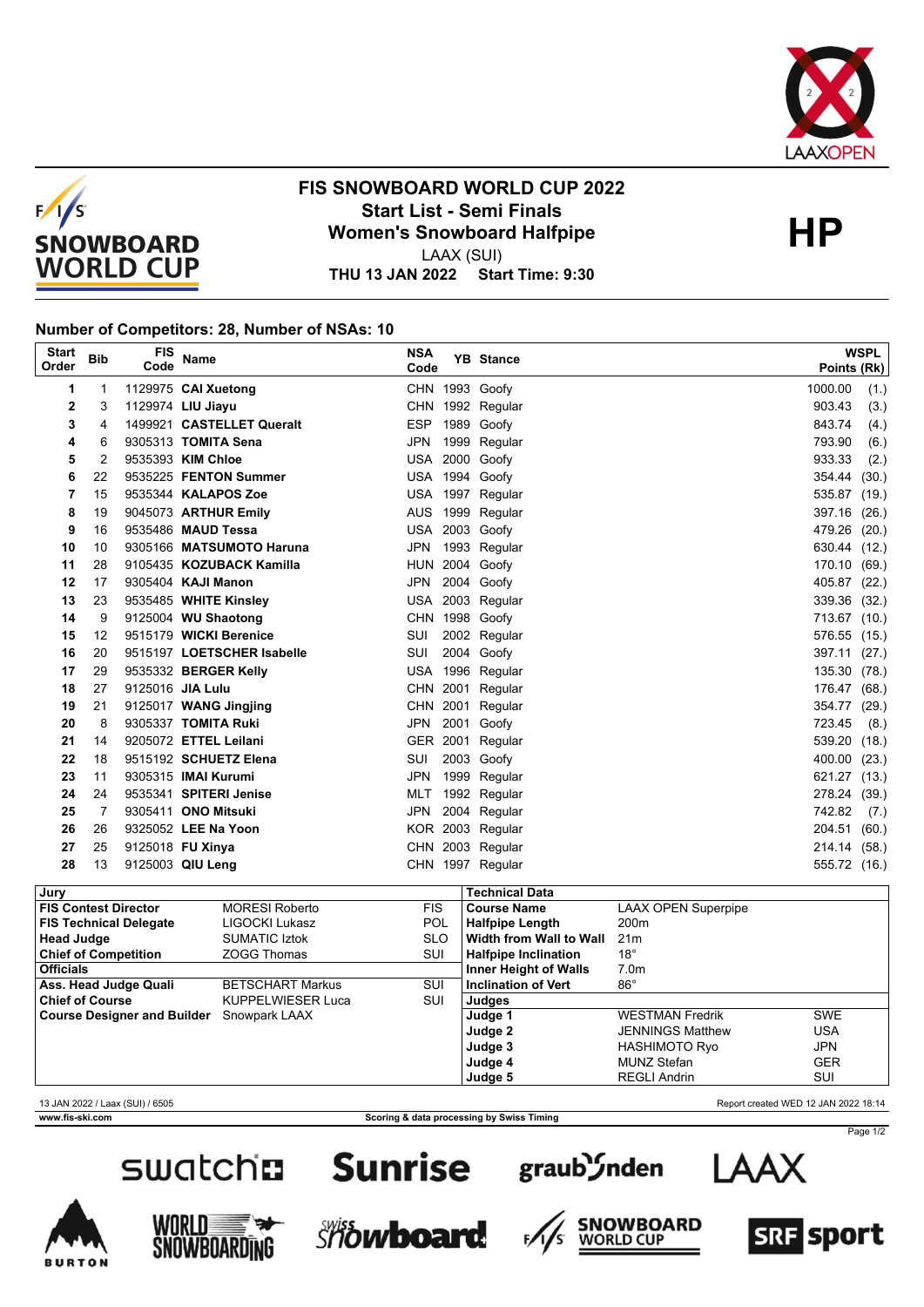# FIS SNOWBOARD WORLD CUP 2022

## Start List - Semi Finals

## Women's Snowboard Halfpipe

LAAX (SUI)

**THU 13 JAN 2022 Start Time: 9:30**

**HP**

### Number of Competitors: 28, Number of NSAs: 10

| Start Order | Bib | FIS Code | Name | NSA Code | YB | Stance | WSPL Points | (Rk) |
|---|---|---|---|---|---|---|---|---|
| 1 | 1 | 1129975 | **CAI Xuetong** | CHN | 1993 | Goofy | 1000.00 | (1.) |
| 2 | 3 | 1129974 | **LIU Jiayu** | CHN | 1992 | Regular | 903.43 | (3.) |
| 3 | 4 | 1499921 | **CASTELLET Queralt** | ESP | 1989 | Goofy | 843.74 | (4.) |
| 4 | 6 | 9305313 | **TOMITA Sena** | JPN | 1999 | Regular | 793.90 | (6.) |
| 5 | 2 | 9535393 | **KIM Chloe** | USA | 2000 | Goofy | 933.33 | (2.) |
| 6 | 22 | 9535225 | **FENTON Summer** | USA | 1994 | Goofy | 354.44 | (30.) |
| 7 | 15 | 9535344 | **KALAPOS Zoe** | USA | 1997 | Goofy | 535.87 | (19.) |
| 8 | 19 | 9045073 | **ARTHUR Emily** | AUS | 1999 | Regular | 397.16 | (26.) |
| 9 | 16 | 9535486 | **MAUD Tessa** | USA | 2003 | Goofy | 479.26 | (20.) |
| 10 | 10 | 9305166 | **MATSUMOTO Haruna** | JPN | 1993 | Regular | 630.44 | (12.) |
| 11 | 28 | 9105435 | **KOZUBACK Kamilla** | HUN | 2004 | Goofy | 170.10 | (69.) |
| 12 | 17 | 9305404 | **KAJI Manon** | JPN | 2004 | Goofy | 405.87 | (22.) |
| 13 | 23 | 9535485 | **WHITE Kinsley** | USA | 2003 | Regular | 339.36 | (32.) |
| 14 | 9 | 9125004 | **WU Shaotong** | CHN | 1998 | Goofy | 713.67 | (10.) |
| 15 | 12 | 9515179 | **WICKI Berenice** | SUI | 2002 | Regular | 576.55 | (15.) |
| 16 | 20 | 9515197 | **LOETSCHER Isabelle** | SUI | 2004 | Goofy | 397.11 | (27.) |
| 17 | 29 | 9535332 | **BERGER Kelly** | USA | 1996 | Regular | 135.30 | (78.) |
| 18 | 27 | 9125016 | **JIA Lulu** | CHN | 2001 | Regular | 176.47 | (68.) |
| 19 | 21 | 9125017 | **WANG Jingjing** | CHN | 2001 | Regular | 354.77 | (29.) |
| 20 | 8 | 9305337 | **TOMITA Ruki** | JPN | 2001 | Goofy | 723.45 | (8.) |
| 21 | 14 | 9205072 | **ETTEL Leilani** | GER | 2001 | Regular | 539.20 | (18.) |
| 22 | 18 | 9515192 | **SCHUETZ Elena** | SUI | 2003 | Goofy | 400.00 | (23.) |
| 23 | 11 | 9305315 | **IMAI Kurumi** | JPN | 1999 | Regular | 621.27 | (13.) |
| 24 | 24 | 9535341 | **SPITERI Jenise** | MLT | 1992 | Regular | 278.24 | (39.) |
| 25 | 7 | 9305411 | **ONO Mitsuki** | JPN | 2004 | Regular | 742.82 | (7.) |
| 26 | 26 | 9325052 | **LEE Na Yoon** | KOR | 2003 | Regular | 204.51 | (60.) |
| 27 | 25 | 9125018 | **FU Xinya** | CHN | 2003 | Regular | 214.14 | (58.) |
| 28 | 13 | 9125003 | **QIU Leng** | CHN | 1997 | Regular | 555.72 | (16.) |

| Jury | | |
|---|---|---|
| **FIS Contest Director** | MORESI Roberto | FIS |
| **FIS Technical Delegate** | LIGOCKI Lukasz | POL |
| **Head Judge** | SUMATIC Iztok | SLO |
| **Chief of Competition** | ZOGG Thomas | SUI |
| **Officials** | | |
| **Ass. Head Judge Quali** | BETSCHART Markus | SUI |
| **Chief of Course** | KUPPELWIESER Luca | SUI |
| **Course Designer and Builder** | Snowpark LAAX | |

| Technical Data | | |
|---|---|---|
| **Course Name** | LAAX OPEN Superpipe | |
| **Halfpipe Length** | 200m | |
| **Width from Wall to Wall** | 21m | |
| **Halfpipe Inclination** | 18° | |
| **Inner Height of Walls** | 7.0m | |
| **Inclination of Vert** | 86° | |
| **Judges** | | |
| **Judge 1** | WESTMAN Fredrik | SWE |
| **Judge 2** | JENNINGS Matthew | USA |
| **Judge 3** | HASHIMOTO Ryo | JPN |
| **Judge 4** | MUNZ Stefan | GER |
| **Judge 5** | REGLI Andrin | SUI |

13 JAN 2022 / Laax (SUI) / 6505 — Report created WED 12 JAN 2022 18:14

www.fis-ski.com — Scoring & data processing by Swiss Timing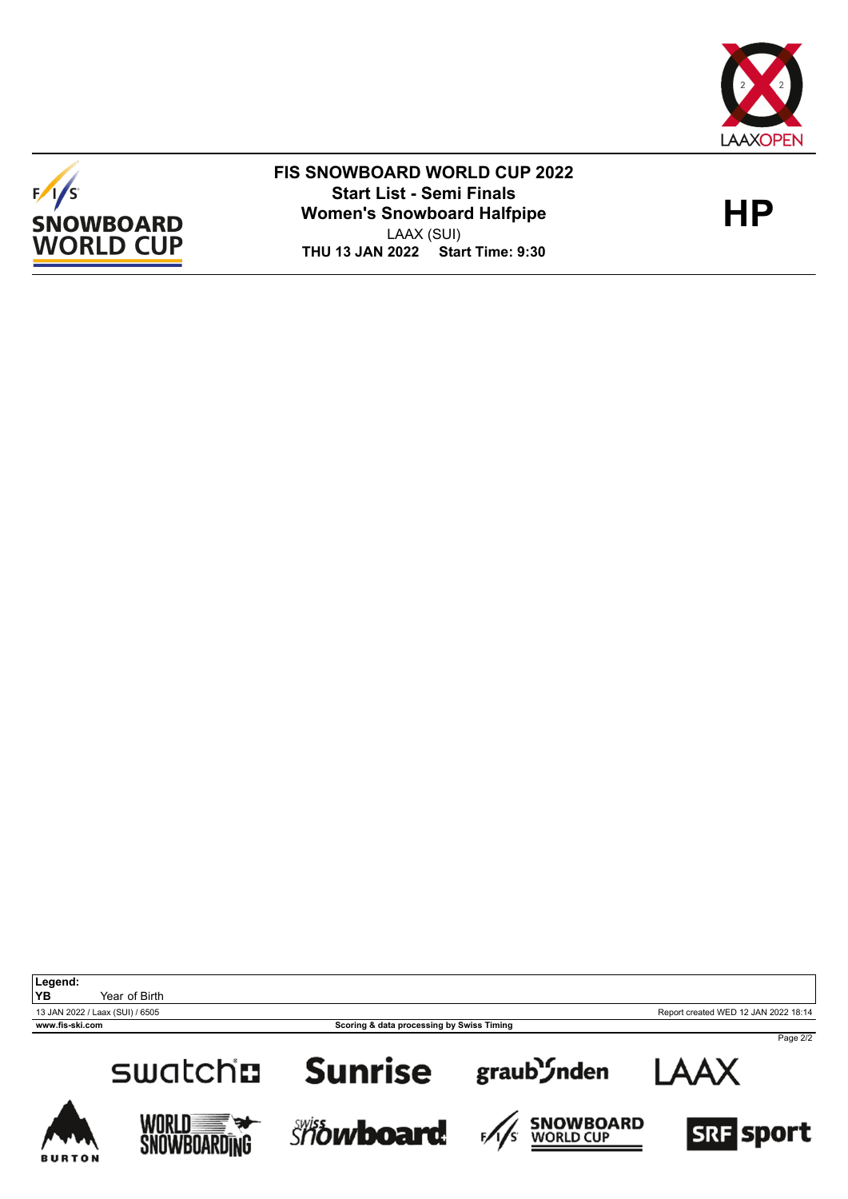# FIS SNOWBOARD WORLD CUP 2022

## Start List - Semi Finals

## Women's Snowboard Halfpipe

LAAX (SUI)

**THU 13 JAN 2022 Start Time: 9:30**

**HP**

**Legend:**

**YB** Year of Birth

13 JAN 2022 / Laax (SUI) / 6505

Report created WED 12 JAN 2022 18:14

**www.fis-ski.com**

**Scoring & data processing by Swiss Timing**